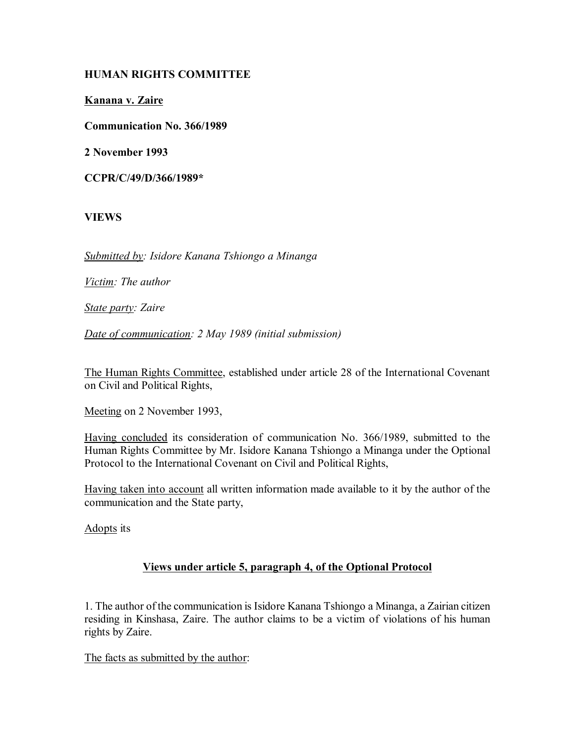**HUMAN RIGHTS COMMITTEE**

**Kanana v. Zaire**

**Communication No. 366/1989**

**2 November 1993**

**CCPR/C/49/D/366/1989***

**VIEWS**

*Submitted by: Isidore Kanana Tshiongo a Minanga*

*Victim: The author*

*State party: Zaire*

*Date of communication: 2 May 1989 (initial submission)*

The Human Rights Committee, established under article 28 of the International Covenant on Civil and Political Rights,

Meeting on 2 November 1993,

Having concluded its consideration of communication No. 366/1989, submitted to the Human Rights Committee by Mr. Isidore Kanana Tshiongo a Minanga under the Optional Protocol to the International Covenant on Civil and Political Rights,

Having taken into account all written information made available to it by the author of the communication and the State party,

Adopts its

## Views under article 5, paragraph 4, of the Optional Protocol

1. The author of the communication is Isidore Kanana Tshiongo a Minanga, a Zairian citizen residing in Kinshasa, Zaire. The author claims to be a victim of violations of his human rights by Zaire.

The facts as submitted by the author: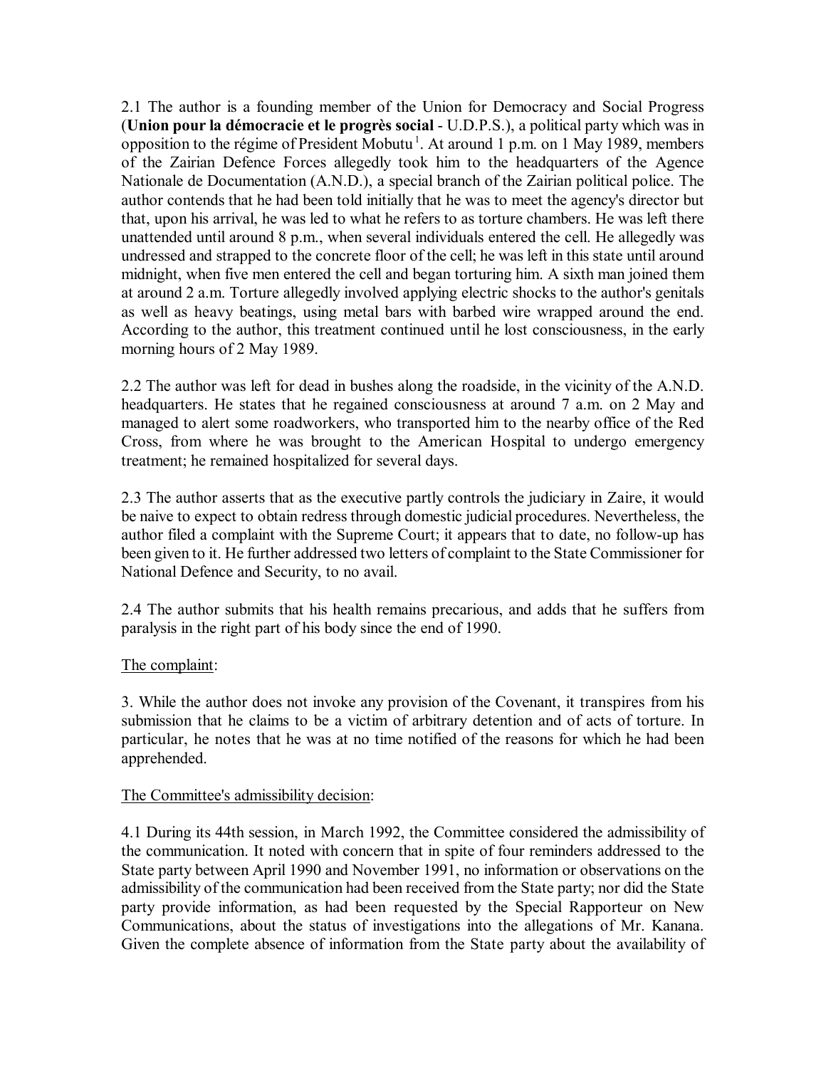2.1 The author is a founding member of the Union for Democracy and Social Progress (**Union pour la démocracie et le progrès social** - U.D.P.S.), a political party which was in opposition to the régime of President Mobutu [1]. At around 1 p.m. on 1 May 1989, members of the Zairian Defence Forces allegedly took him to the headquarters of the Agence Nationale de Documentation (A.N.D.), a special branch of the Zairian political police. The author contends that he had been told initially that he was to meet the agency's director but that, upon his arrival, he was led to what he refers to as torture chambers. He was left there unattended until around 8 p.m., when several individuals entered the cell. He allegedly was undressed and strapped to the concrete floor of the cell; he was left in this state until around midnight, when five men entered the cell and began torturing him. A sixth man joined them at around 2 a.m. Torture allegedly involved applying electric shocks to the author's genitals as well as heavy beatings, using metal bars with barbed wire wrapped around the end. According to the author, this treatment continued until he lost consciousness, in the early morning hours of 2 May 1989.

2.2 The author was left for dead in bushes along the roadside, in the vicinity of the A.N.D. headquarters. He states that he regained consciousness at around 7 a.m. on 2 May and managed to alert some roadworkers, who transported him to the nearby office of the Red Cross, from where he was brought to the American Hospital to undergo emergency treatment; he remained hospitalized for several days.

2.3 The author asserts that as the executive partly controls the judiciary in Zaire, it would be naive to expect to obtain redress through domestic judicial procedures. Nevertheless, the author filed a complaint with the Supreme Court; it appears that to date, no follow-up has been given to it. He further addressed two letters of complaint to the State Commissioner for National Defence and Security, to no avail.

2.4 The author submits that his health remains precarious, and adds that he suffers from paralysis in the right part of his body since the end of 1990.

The complaint:

3. While the author does not invoke any provision of the Covenant, it transpires from his submission that he claims to be a victim of arbitrary detention and of acts of torture. In particular, he notes that he was at no time notified of the reasons for which he had been apprehended.

The Committee's admissibility decision:

4.1 During its 44th session, in March 1992, the Committee considered the admissibility of the communication. It noted with concern that in spite of four reminders addressed to the State party between April 1990 and November 1991, no information or observations on the admissibility of the communication had been received from the State party; nor did the State party provide information, as had been requested by the Special Rapporteur on New Communications, about the status of investigations into the allegations of Mr. Kanana. Given the complete absence of information from the State party about the availability of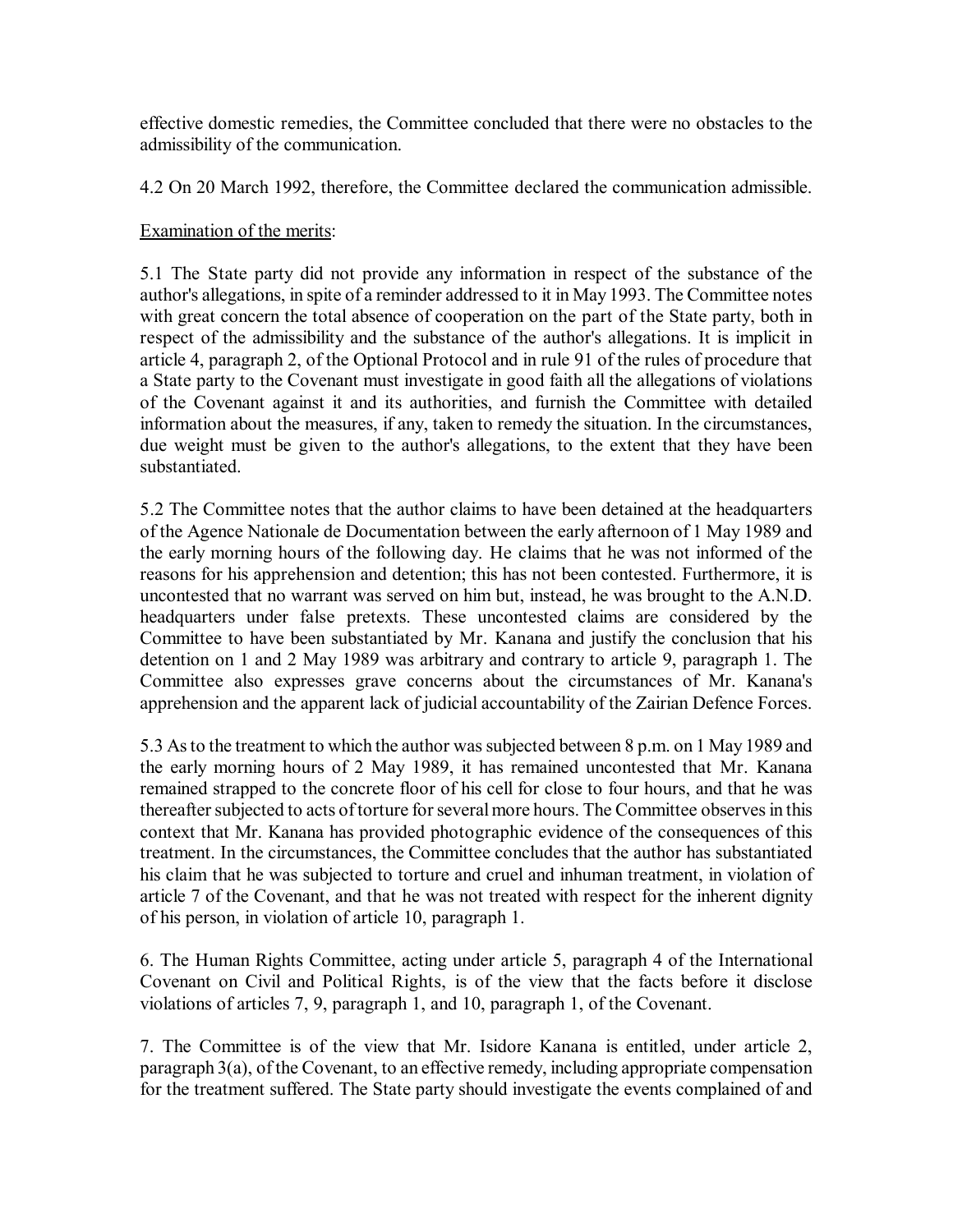effective domestic remedies, the Committee concluded that there were no obstacles to the admissibility of the communication.

4.2 On 20 March 1992, therefore, the Committee declared the communication admissible.

Examination of the merits:

5.1 The State party did not provide any information in respect of the substance of the author's allegations, in spite of a reminder addressed to it in May 1993. The Committee notes with great concern the total absence of cooperation on the part of the State party, both in respect of the admissibility and the substance of the author's allegations. It is implicit in article 4, paragraph 2, of the Optional Protocol and in rule 91 of the rules of procedure that a State party to the Covenant must investigate in good faith all the allegations of violations of the Covenant against it and its authorities, and furnish the Committee with detailed information about the measures, if any, taken to remedy the situation. In the circumstances, due weight must be given to the author's allegations, to the extent that they have been substantiated.

5.2 The Committee notes that the author claims to have been detained at the headquarters of the Agence Nationale de Documentation between the early afternoon of 1 May 1989 and the early morning hours of the following day. He claims that he was not informed of the reasons for his apprehension and detention; this has not been contested. Furthermore, it is uncontested that no warrant was served on him but, instead, he was brought to the A.N.D. headquarters under false pretexts. These uncontested claims are considered by the Committee to have been substantiated by Mr. Kanana and justify the conclusion that his detention on 1 and 2 May 1989 was arbitrary and contrary to article 9, paragraph 1. The Committee also expresses grave concerns about the circumstances of Mr. Kanana's apprehension and the apparent lack of judicial accountability of the Zairian Defence Forces.

5.3 As to the treatment to which the author was subjected between 8 p.m. on 1 May 1989 and the early morning hours of 2 May 1989, it has remained uncontested that Mr. Kanana remained strapped to the concrete floor of his cell for close to four hours, and that he was thereafter subjected to acts of torture for several more hours. The Committee observes in this context that Mr. Kanana has provided photographic evidence of the consequences of this treatment. In the circumstances, the Committee concludes that the author has substantiated his claim that he was subjected to torture and cruel and inhuman treatment, in violation of article 7 of the Covenant, and that he was not treated with respect for the inherent dignity of his person, in violation of article 10, paragraph 1.

6. The Human Rights Committee, acting under article 5, paragraph 4 of the International Covenant on Civil and Political Rights, is of the view that the facts before it disclose violations of articles 7, 9, paragraph 1, and 10, paragraph 1, of the Covenant.

7. The Committee is of the view that Mr. Isidore Kanana is entitled, under article 2, paragraph 3(a), of the Covenant, to an effective remedy, including appropriate compensation for the treatment suffered. The State party should investigate the events complained of and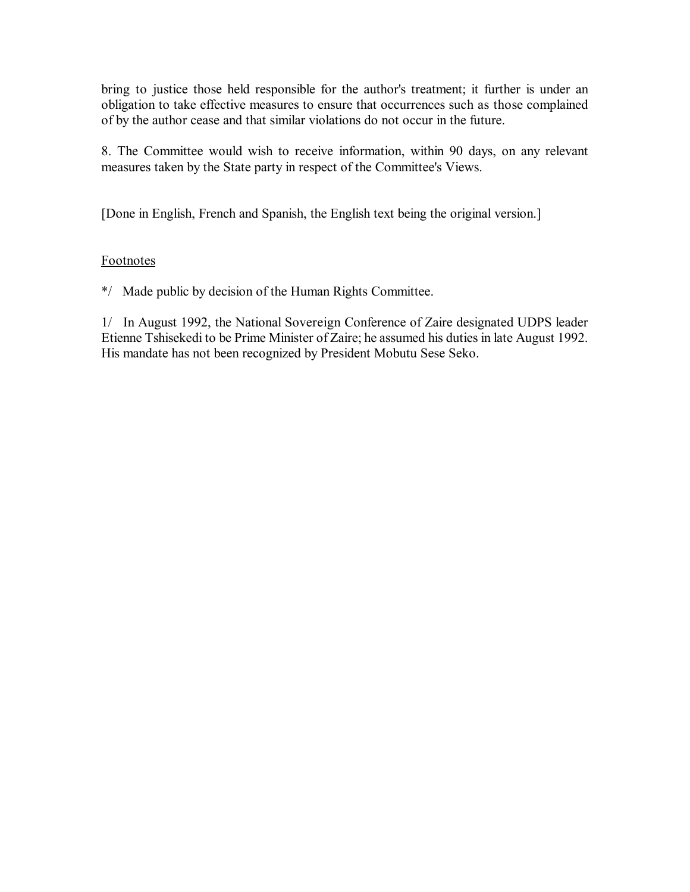bring to justice those held responsible for the author's treatment; it further is under an obligation to take effective measures to ensure that occurrences such as those complained of by the author cease and that similar violations do not occur in the future.

8. The Committee would wish to receive information, within 90 days, on any relevant measures taken by the State party in respect of the Committee's Views.

[Done in English, French and Spanish, the English text being the original version.]

Footnotes

*/ Made public by decision of the Human Rights Committee.

1/ In August 1992, the National Sovereign Conference of Zaire designated UDPS leader Etienne Tshisekedi to be Prime Minister of Zaire; he assumed his duties in late August 1992. His mandate has not been recognized by President Mobutu Sese Seko.